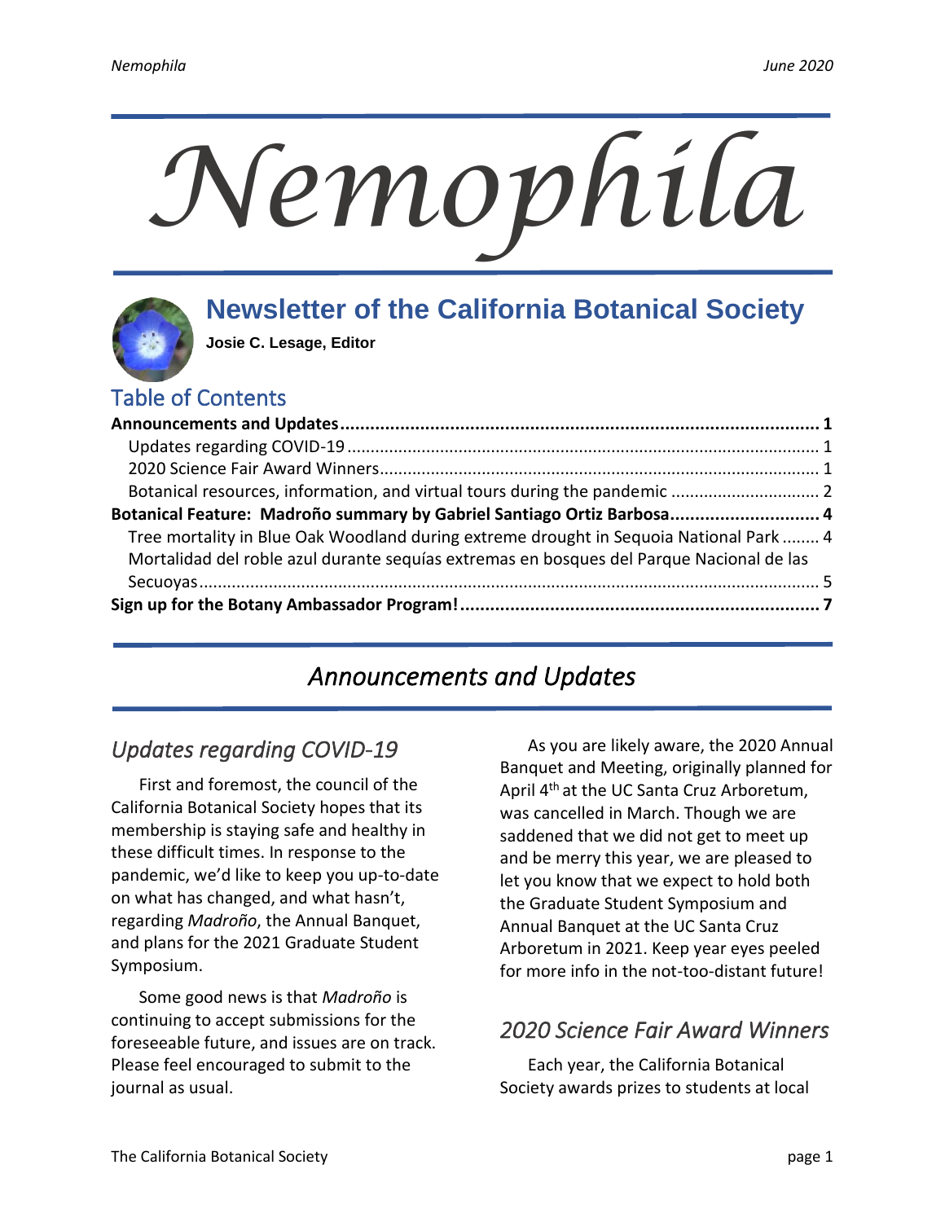# Nemophila

## Newsletter of the California Botanical Society

**Josie C. Lesage, Editor**

## Table of Contents

**Announcements and Updates ... 1**
- Updates regarding COVID-19 ... 1
- 2020 Science Fair Award Winners ... 1
- Botanical resources, information, and virtual tours during the pandemic ... 2

**Botanical Feature: Madroño summary by Gabriel Santiago Ortiz Barbosa ... 4**
- Tree mortality in Blue Oak Woodland during extreme drought in Sequoia National Park ... 4
- Mortalidad del roble azul durante sequías extremas en bosques del Parque Nacional de las Secuoyas ... 5

**Sign up for the Botany Ambassador Program! ... 7**

# *Announcements and Updates*

## *Updates regarding COVID-19*

First and foremost, the council of the California Botanical Society hopes that its membership is staying safe and healthy in these difficult times. In response to the pandemic, we'd like to keep you up-to-date on what has changed, and what hasn't, regarding *Madroño*, the Annual Banquet, and plans for the 2021 Graduate Student Symposium.

Some good news is that *Madroño* is continuing to accept submissions for the foreseeable future, and issues are on track. Please feel encouraged to submit to the journal as usual.

As you are likely aware, the 2020 Annual Banquet and Meeting, originally planned for April 4th at the UC Santa Cruz Arboretum, was cancelled in March. Though we are saddened that we did not get to meet up and be merry this year, we are pleased to let you know that we expect to hold both the Graduate Student Symposium and Annual Banquet at the UC Santa Cruz Arboretum in 2021. Keep year eyes peeled for more info in the not-too-distant future!

## *2020 Science Fair Award Winners*

Each year, the California Botanical Society awards prizes to students at local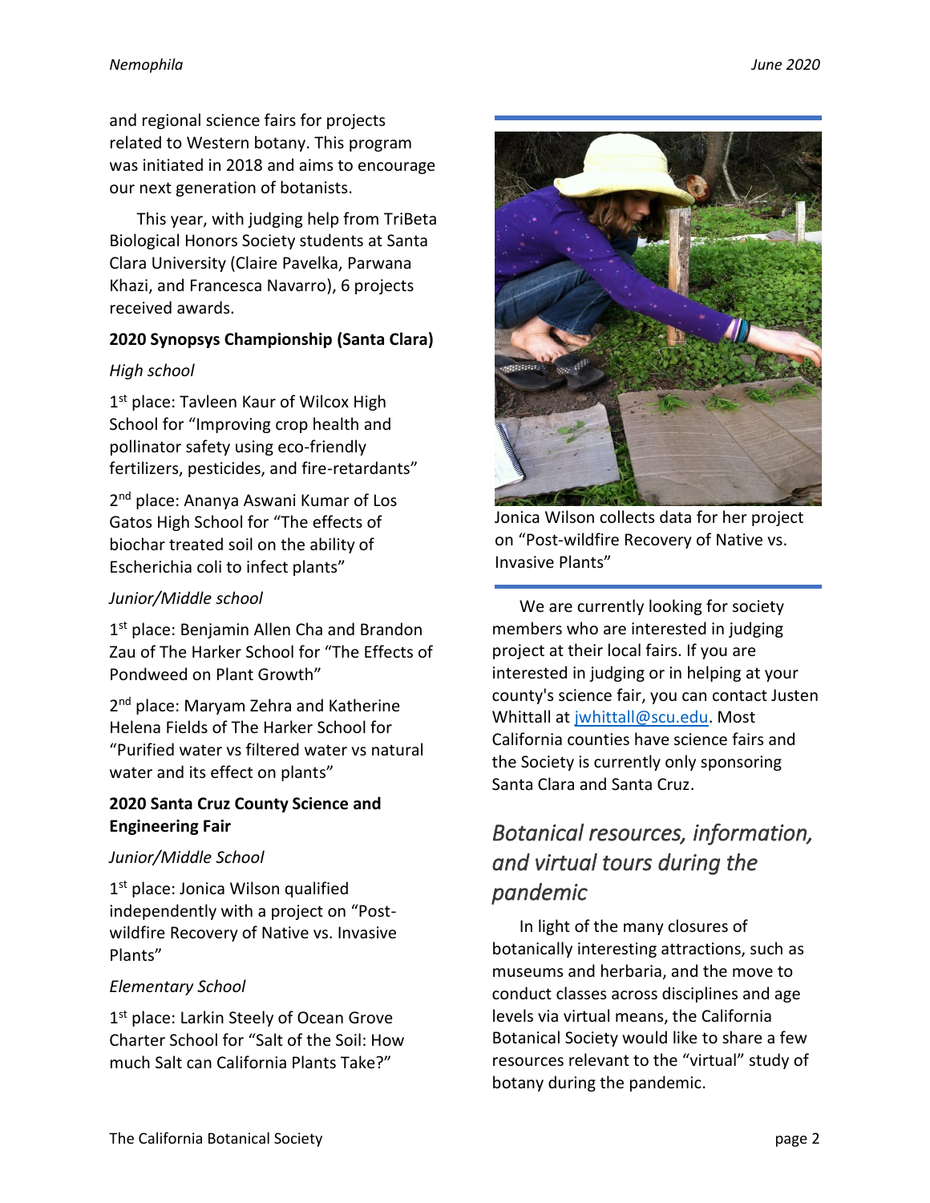and regional science fairs for projects related to Western botany. This program was initiated in 2018 and aims to encourage our next generation of botanists.

This year, with judging help from TriBeta Biological Honors Society students at Santa Clara University (Claire Pavelka, Parwana Khazi, and Francesca Navarro), 6 projects received awards.

**2020 Synopsys Championship (Santa Clara)**

*High school*

1st place: Tavleen Kaur of Wilcox High School for "Improving crop health and pollinator safety using eco-friendly fertilizers, pesticides, and fire-retardants"

2nd place: Ananya Aswani Kumar of Los Gatos High School for "The effects of biochar treated soil on the ability of Escherichia coli to infect plants"

*Junior/Middle school*

1st place: Benjamin Allen Cha and Brandon Zau of The Harker School for "The Effects of Pondweed on Plant Growth"

2nd place: Maryam Zehra and Katherine Helena Fields of The Harker School for "Purified water vs filtered water vs natural water and its effect on plants"

**2020 Santa Cruz County Science and Engineering Fair**

*Junior/Middle School*

1st place: Jonica Wilson qualified independently with a project on "Post-wildfire Recovery of Native vs. Invasive Plants"

*Elementary School*

1st place: Larkin Steely of Ocean Grove Charter School for "Salt of the Soil: How much Salt can California Plants Take?"

Jonica Wilson collects data for her project on "Post-wildfire Recovery of Native vs. Invasive Plants"

We are currently looking for society members who are interested in judging project at their local fairs. If you are interested in judging or in helping at your county's science fair, you can contact Justen Whittall at jwhittall@scu.edu. Most California counties have science fairs and the Society is currently only sponsoring Santa Clara and Santa Cruz.

## *Botanical resources, information, and virtual tours during the pandemic*

In light of the many closures of botanically interesting attractions, such as museums and herbaria, and the move to conduct classes across disciplines and age levels via virtual means, the California Botanical Society would like to share a few resources relevant to the "virtual" study of botany during the pandemic.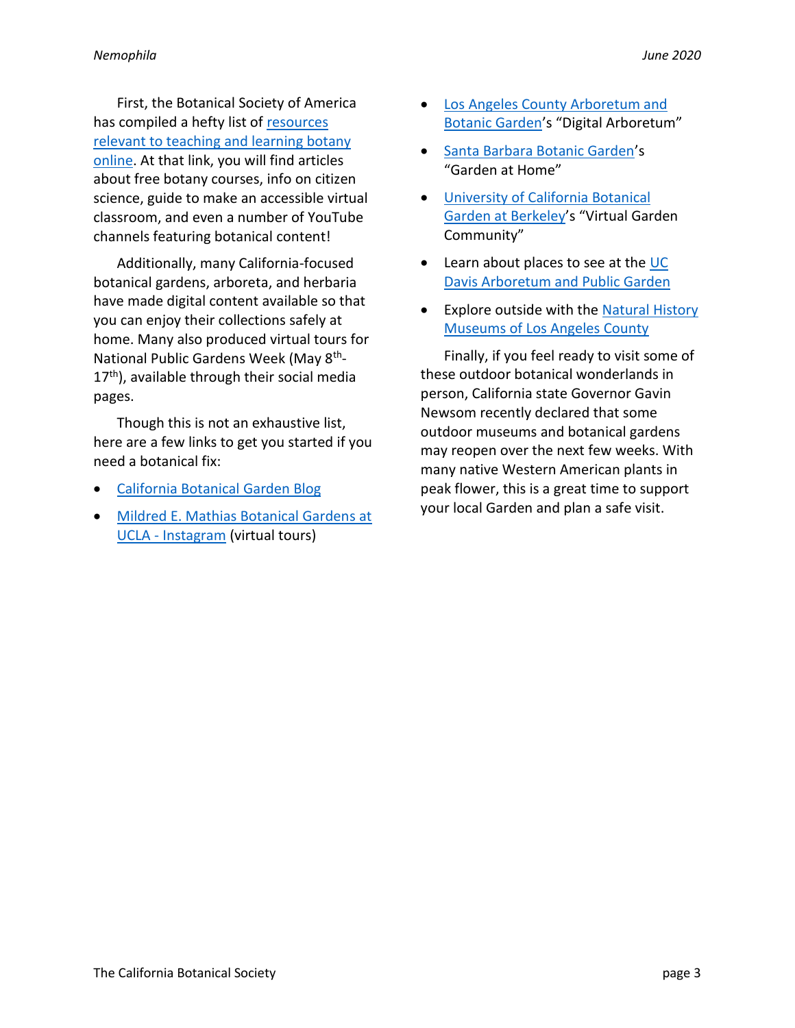First, the Botanical Society of America has compiled a hefty list of resources relevant to teaching and learning botany online. At that link, you will find articles about free botany courses, info on citizen science, guide to make an accessible virtual classroom, and even a number of YouTube channels featuring botanical content!

Additionally, many California-focused botanical gardens, arboreta, and herbaria have made digital content available so that you can enjoy their collections safely at home. Many also produced virtual tours for National Public Gardens Week (May 8th-17th), available through their social media pages.

Though this is not an exhaustive list, here are a few links to get you started if you need a botanical fix:

- California Botanical Garden Blog
- Mildred E. Mathias Botanical Gardens at UCLA - Instagram (virtual tours)
- Los Angeles County Arboretum and Botanic Garden's "Digital Arboretum"
- Santa Barbara Botanic Garden's "Garden at Home"
- University of California Botanical Garden at Berkeley's "Virtual Garden Community"
- Learn about places to see at the UC Davis Arboretum and Public Garden
- Explore outside with the Natural History Museums of Los Angeles County

Finally, if you feel ready to visit some of these outdoor botanical wonderlands in person, California state Governor Gavin Newsom recently declared that some outdoor museums and botanical gardens may reopen over the next few weeks. With many native Western American plants in peak flower, this is a great time to support your local Garden and plan a safe visit.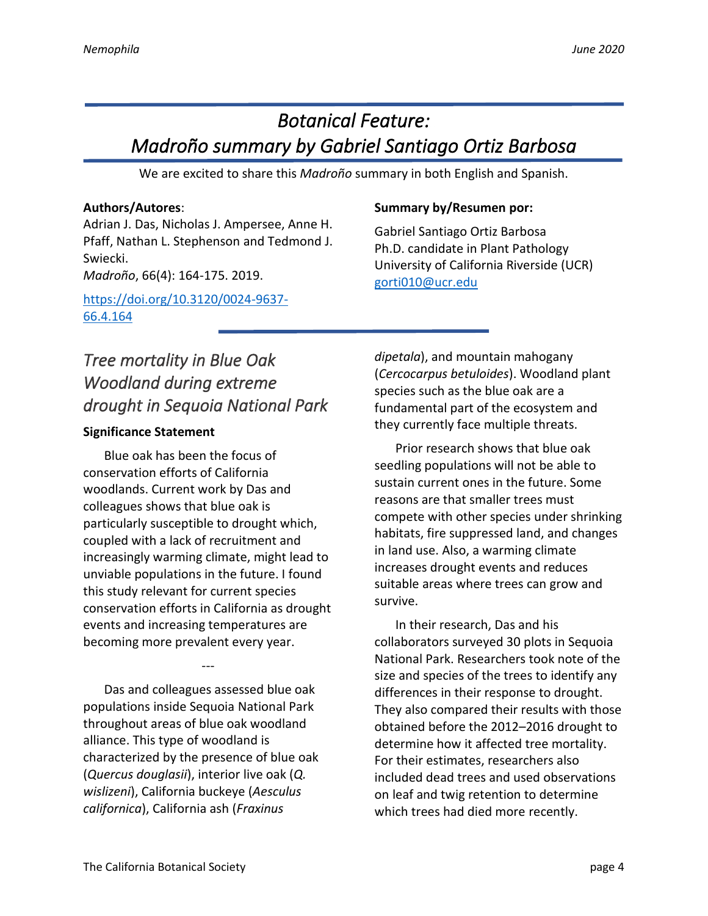# *Botanical Feature: Madroño summary by Gabriel Santiago Ortiz Barbosa*

We are excited to share this *Madroño* summary in both English and Spanish.

**Authors/Autores**:
Adrian J. Das, Nicholas J. Ampersee, Anne H. Pfaff, Nathan L. Stephenson and Tedmond J. Swiecki.
*Madroño*, 66(4): 164-175. 2019.

https://doi.org/10.3120/0024-9637-66.4.164

**Summary by/Resumen por:**

Gabriel Santiago Ortiz Barbosa
Ph.D. candidate in Plant Pathology
University of California Riverside (UCR)
gorti010@ucr.edu

## *Tree mortality in Blue Oak Woodland during extreme drought in Sequoia National Park*

**Significance Statement**

Blue oak has been the focus of conservation efforts of California woodlands. Current work by Das and colleagues shows that blue oak is particularly susceptible to drought which, coupled with a lack of recruitment and increasingly warming climate, might lead to unviable populations in the future. I found this study relevant for current species conservation efforts in California as drought events and increasing temperatures are becoming more prevalent every year.

---

Das and colleagues assessed blue oak populations inside Sequoia National Park throughout areas of blue oak woodland alliance. This type of woodland is characterized by the presence of blue oak (*Quercus douglasii*), interior live oak (*Q. wislizeni*), California buckeye (*Aesculus californica*), California ash (*Fraxinus dipetala*), and mountain mahogany (*Cercocarpus betuloides*). Woodland plant species such as the blue oak are a fundamental part of the ecosystem and they currently face multiple threats.

Prior research shows that blue oak seedling populations will not be able to sustain current ones in the future. Some reasons are that smaller trees must compete with other species under shrinking habitats, fire suppressed land, and changes in land use. Also, a warming climate increases drought events and reduces suitable areas where trees can grow and survive.

In their research, Das and his collaborators surveyed 30 plots in Sequoia National Park. Researchers took note of the size and species of the trees to identify any differences in their response to drought. They also compared their results with those obtained before the 2012–2016 drought to determine how it affected tree mortality. For their estimates, researchers also included dead trees and used observations on leaf and twig retention to determine which trees had died more recently.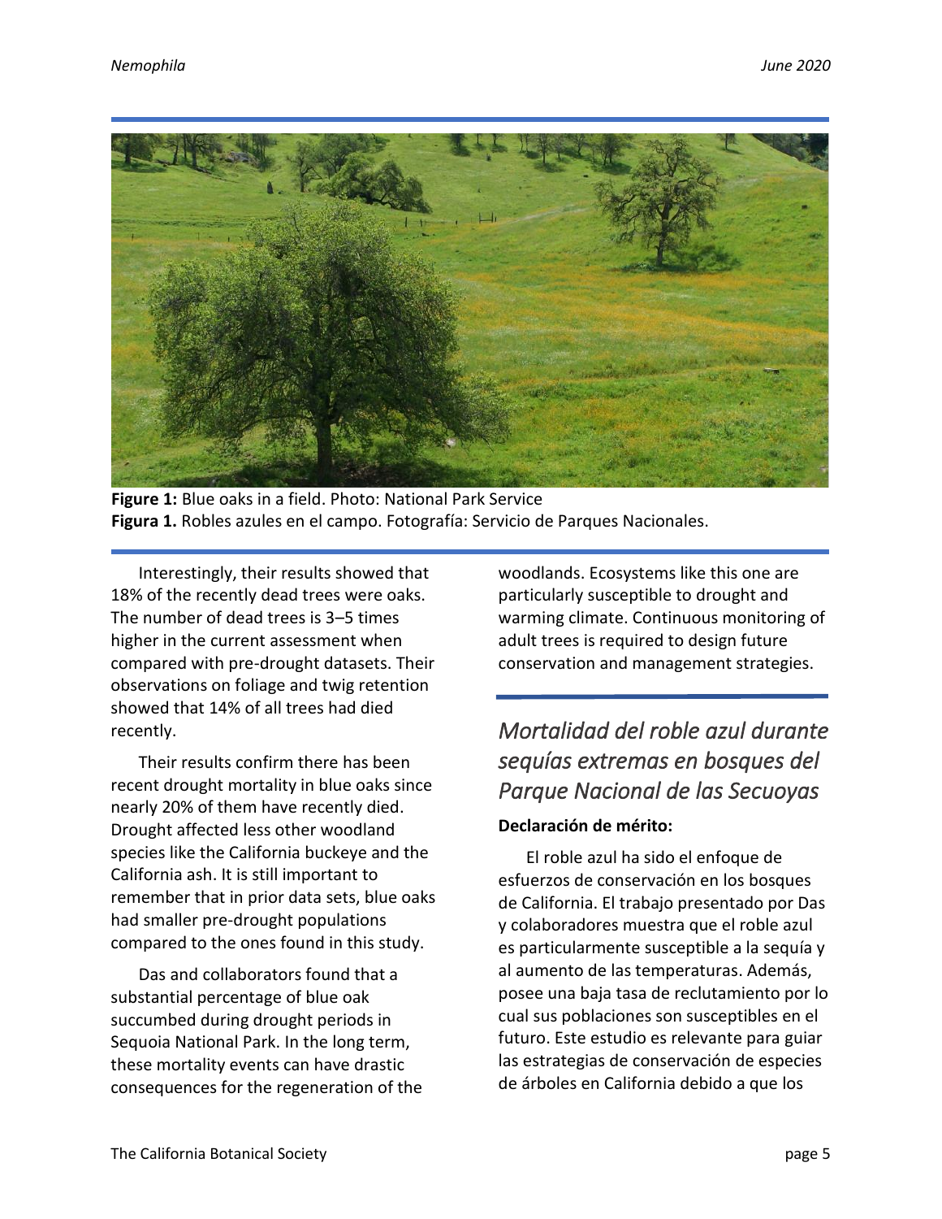**Figure 1:** Blue oaks in a field. Photo: National Park Service
**Figura 1.** Robles azules en el campo. Fotografía: Servicio de Parques Nacionales.

Interestingly, their results showed that 18% of the recently dead trees were oaks. The number of dead trees is 3–5 times higher in the current assessment when compared with pre-drought datasets. Their observations on foliage and twig retention showed that 14% of all trees had died recently.

Their results confirm there has been recent drought mortality in blue oaks since nearly 20% of them have recently died. Drought affected less other woodland species like the California buckeye and the California ash. It is still important to remember that in prior data sets, blue oaks had smaller pre-drought populations compared to the ones found in this study.

Das and collaborators found that a substantial percentage of blue oak succumbed during drought periods in Sequoia National Park. In the long term, these mortality events can have drastic consequences for the regeneration of the woodlands. Ecosystems like this one are particularly susceptible to drought and warming climate. Continuous monitoring of adult trees is required to design future conservation and management strategies.

## *Mortalidad del roble azul durante sequías extremas en bosques del Parque Nacional de las Secuoyas*

**Declaración de mérito:**

El roble azul ha sido el enfoque de esfuerzos de conservación en los bosques de California. El trabajo presentado por Das y colaboradores muestra que el roble azul es particularmente susceptible a la sequía y al aumento de las temperaturas. Además, posee una baja tasa de reclutamiento por lo cual sus poblaciones son susceptibles en el futuro. Este estudio es relevante para guiar las estrategias de conservación de especies de árboles en California debido a que los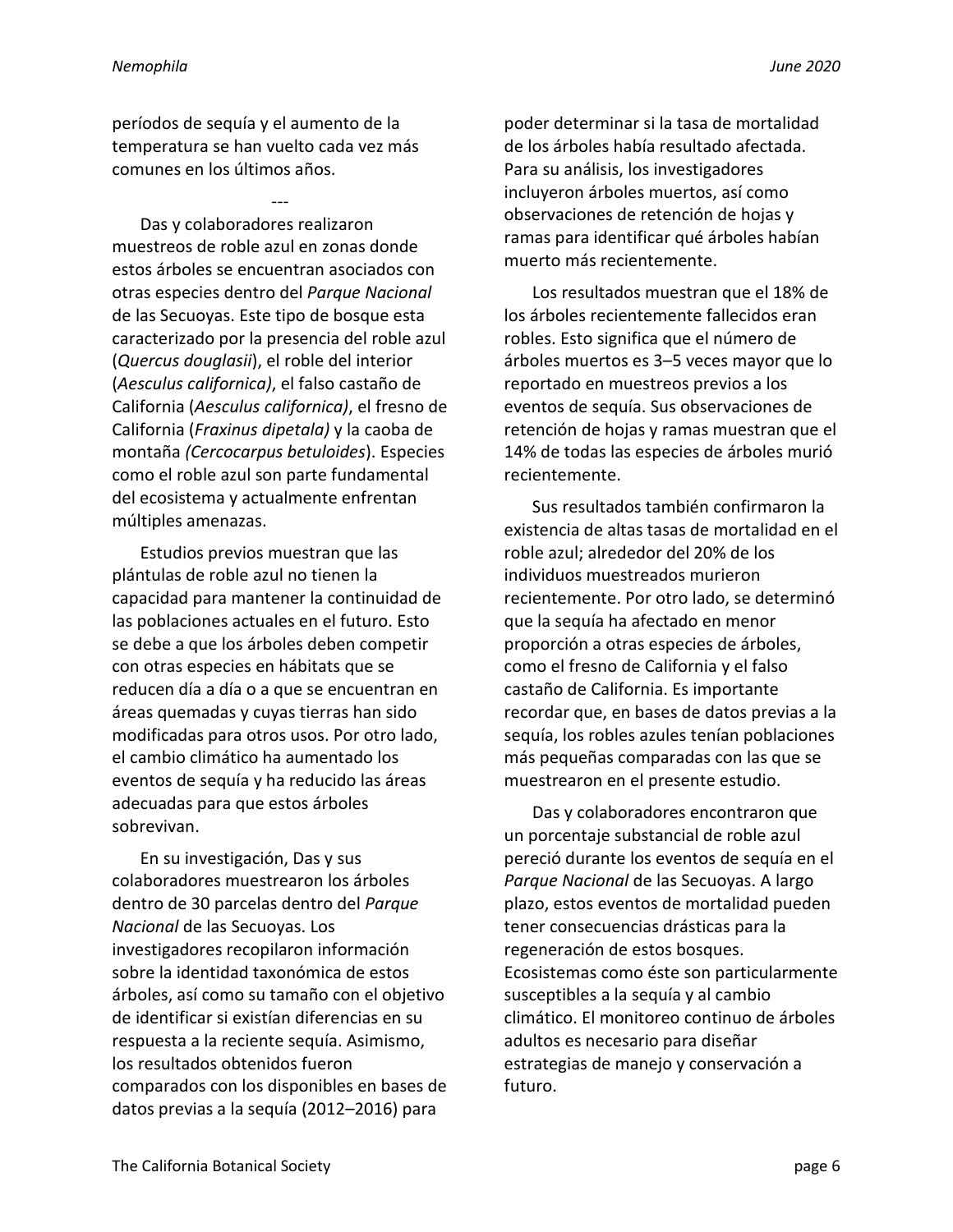períodos de sequía y el aumento de la temperatura se han vuelto cada vez más comunes en los últimos años.

---

Das y colaboradores realizaron muestreos de roble azul en zonas donde estos árboles se encuentran asociados con otras especies dentro del *Parque Nacional* de las Secuoyas. Este tipo de bosque esta caracterizado por la presencia del roble azul (*Quercus douglasii*), el roble del interior (*Aesculus californica)*, el falso castaño de California (*Aesculus californica)*, el fresno de California (*Fraxinus dipetala)* y la caoba de montaña *(Cercocarpus betuloides*). Especies como el roble azul son parte fundamental del ecosistema y actualmente enfrentan múltiples amenazas.

Estudios previos muestran que las plántulas de roble azul no tienen la capacidad para mantener la continuidad de las poblaciones actuales en el futuro. Esto se debe a que los árboles deben competir con otras especies en hábitats que se reducen día a día o a que se encuentran en áreas quemadas y cuyas tierras han sido modificadas para otros usos. Por otro lado, el cambio climático ha aumentado los eventos de sequía y ha reducido las áreas adecuadas para que estos árboles sobrevivan.

En su investigación, Das y sus colaboradores muestrearon los árboles dentro de 30 parcelas dentro del *Parque Nacional* de las Secuoyas. Los investigadores recopilaron información sobre la identidad taxonómica de estos árboles, así como su tamaño con el objetivo de identificar si existían diferencias en su respuesta a la reciente sequía. Asimismo, los resultados obtenidos fueron comparados con los disponibles en bases de datos previas a la sequía (2012–2016) para poder determinar si la tasa de mortalidad de los árboles había resultado afectada. Para su análisis, los investigadores incluyeron árboles muertos, así como observaciones de retención de hojas y ramas para identificar qué árboles habían muerto más recientemente.

Los resultados muestran que el 18% de los árboles recientemente fallecidos eran robles. Esto significa que el número de árboles muertos es 3–5 veces mayor que lo reportado en muestreos previos a los eventos de sequía. Sus observaciones de retención de hojas y ramas muestran que el 14% de todas las especies de árboles murió recientemente.

Sus resultados también confirmaron la existencia de altas tasas de mortalidad en el roble azul; alrededor del 20% de los individuos muestreados murieron recientemente. Por otro lado, se determinó que la sequía ha afectado en menor proporción a otras especies de árboles, como el fresno de California y el falso castaño de California. Es importante recordar que, en bases de datos previas a la sequía, los robles azules tenían poblaciones más pequeñas comparadas con las que se muestrearon en el presente estudio.

Das y colaboradores encontraron que un porcentaje substancial de roble azul pereció durante los eventos de sequía en el *Parque Nacional* de las Secuoyas. A largo plazo, estos eventos de mortalidad pueden tener consecuencias drásticas para la regeneración de estos bosques. Ecosistemas como éste son particularmente susceptibles a la sequía y al cambio climático. El monitoreo continuo de árboles adultos es necesario para diseñar estrategias de manejo y conservación a futuro.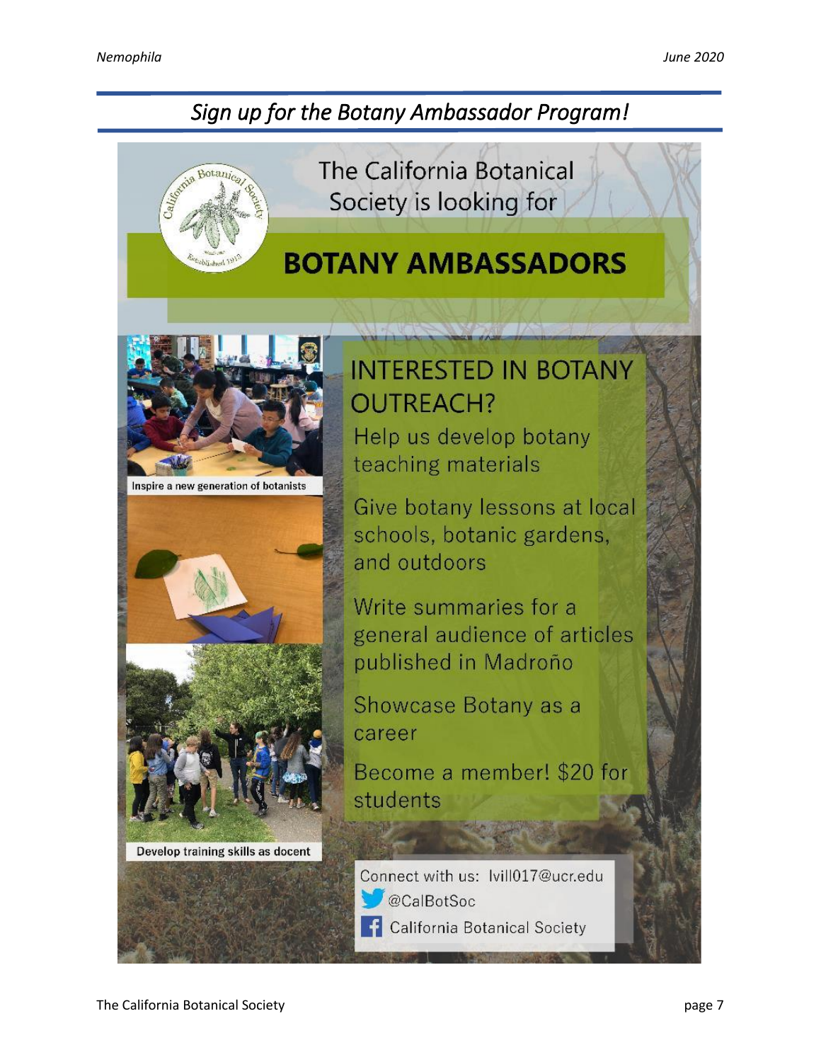## *Sign up for the Botany Ambassador Program!*

The California Botanical Society is looking for

# BOTANY AMBASSADORS

## INTERESTED IN BOTANY OUTREACH?

Help us develop botany teaching materials

Give botany lessons at local schools, botanic gardens, and outdoors

Write summaries for a general audience of articles published in Madroño

Showcase Botany as a career

Become a member! $20 for students

Inspire a new generation of botanists

Develop training skills as docent

Connect with us: lvill017@ucr.edu

@CalBotSoc

California Botanical Society